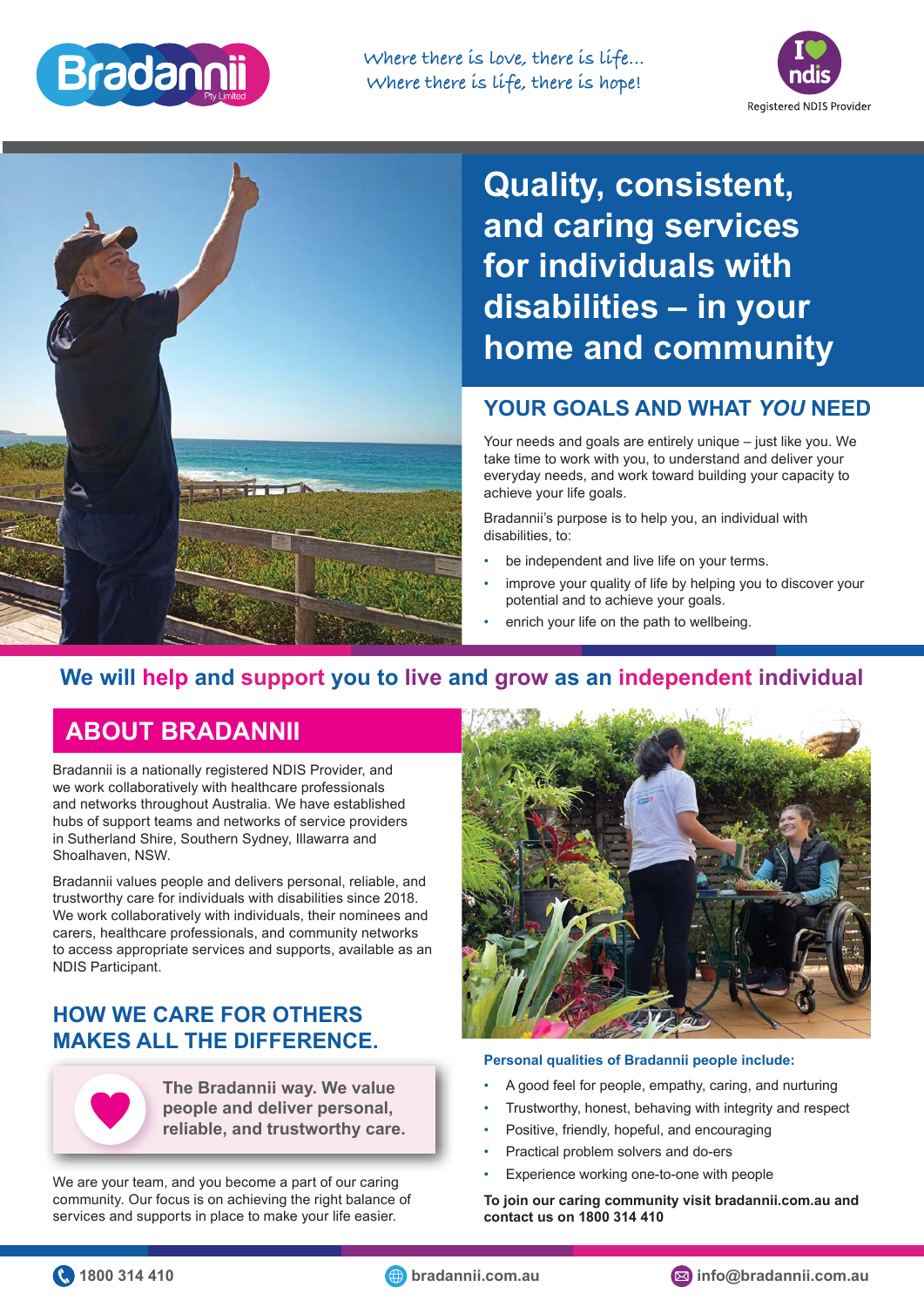Bradannii Pty Limited

Where there is love, there is life...
Where there is life, there is hope!

I ♥ ndis
Registered NDIS Provider

# Quality, consistent, and caring services for individuals with disabilities – in your home and community

## YOUR GOALS AND WHAT *YOU* NEED

Your needs and goals are entirely unique – just like you. We take time to work with you, to understand and deliver your everyday needs, and work toward building your capacity to achieve your life goals.

Bradannii's purpose is to help you, an individual with disabilities, to:

- be independent and live life on your terms.
- improve your quality of life by helping you to discover your potential and to achieve your goals.
- enrich your life on the path to wellbeing.

**We will help and support you to live and grow as an independent individual**

## ABOUT BRADANNII

Bradannii is a nationally registered NDIS Provider, and we work collaboratively with healthcare professionals and networks throughout Australia. We have established hubs of support teams and networks of service providers in Sutherland Shire, Southern Sydney, Illawarra and Shoalhaven, NSW.

Bradannii values people and delivers personal, reliable, and trustworthy care for individuals with disabilities since 2018. We work collaboratively with individuals, their nominees and carers, healthcare professionals, and community networks to access appropriate services and supports, available as an NDIS Participant.

## HOW WE CARE FOR OTHERS MAKES ALL THE DIFFERENCE.

**The Bradannii way. We value people and deliver personal, reliable, and trustworthy care.**

We are your team, and you become a part of our caring community. Our focus is on achieving the right balance of services and supports in place to make your life easier.

**Personal qualities of Bradannii people include:**

- A good feel for people, empathy, caring, and nurturing
- Trustworthy, honest, behaving with integrity and respect
- Positive, friendly, hopeful, and encouraging
- Practical problem solvers and do-ers
- Experience working one-to-one with people

**To join our caring community visit bradannii.com.au and contact us on 1800 314 410**

1800 314 410 | bradannii.com.au | info@bradannii.com.au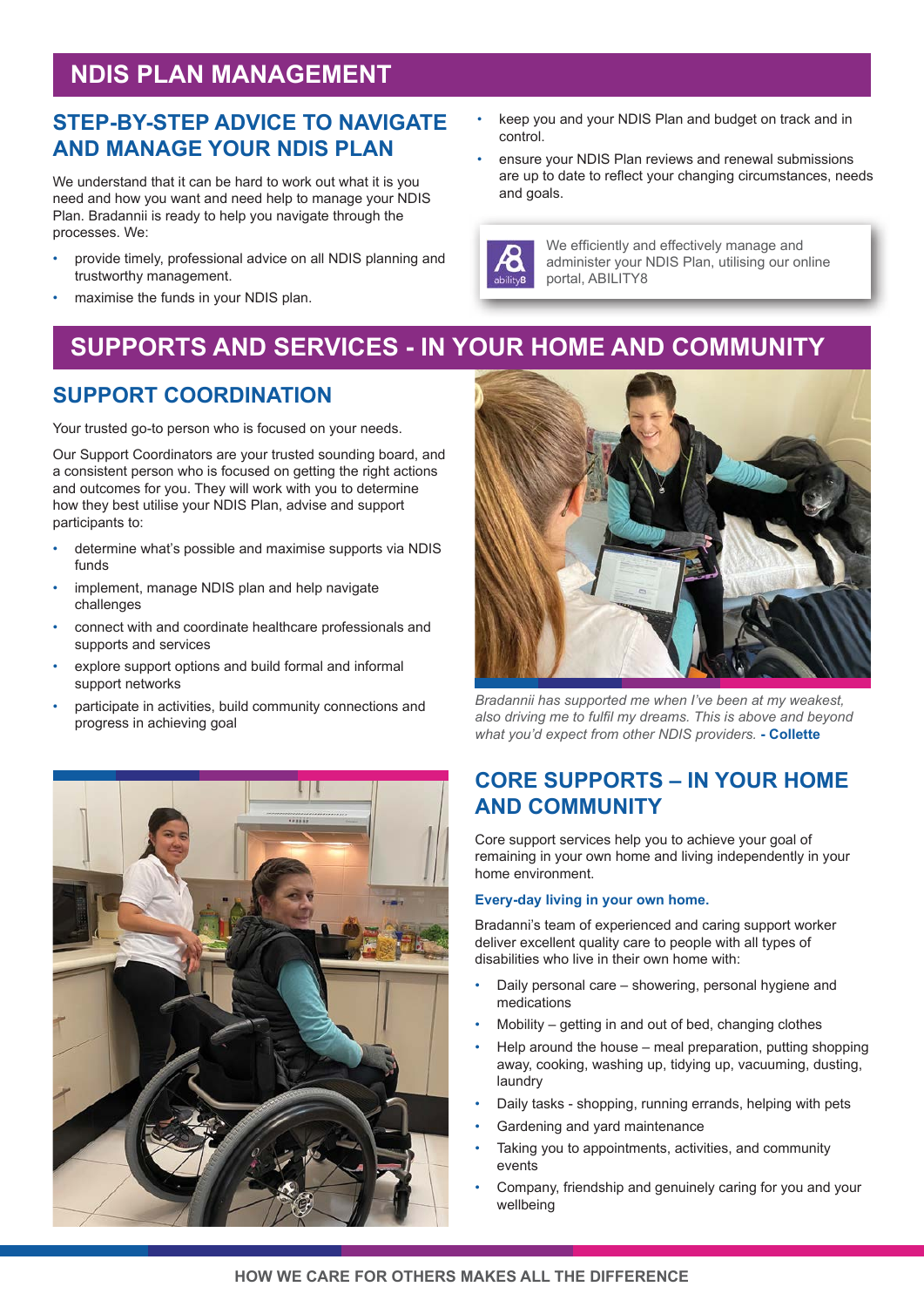# NDIS PLAN MANAGEMENT

## STEP-BY-STEP ADVICE TO NAVIGATE AND MANAGE YOUR NDIS PLAN

We understand that it can be hard to work out what it is you need and how you want and need help to manage your NDIS Plan. Bradannii is ready to help you navigate through the processes. We:

- provide timely, professional advice on all NDIS planning and trustworthy management.
- maximise the funds in your NDIS plan.
- keep you and your NDIS Plan and budget on track and in control.
- ensure your NDIS Plan reviews and renewal submissions are up to date to reflect your changing circumstances, needs and goals.

We efficiently and effectively manage and administer your NDIS Plan, utilising our online portal, ABILITY8

# SUPPORTS AND SERVICES - IN YOUR HOME AND COMMUNITY

## SUPPORT COORDINATION

Your trusted go-to person who is focused on your needs.

Our Support Coordinators are your trusted sounding board, and a consistent person who is focused on getting the right actions and outcomes for you. They will work with you to determine how they best utilise your NDIS Plan, advise and support participants to:

- determine what's possible and maximise supports via NDIS funds
- implement, manage NDIS plan and help navigate challenges
- connect with and coordinate healthcare professionals and supports and services
- explore support options and build formal and informal support networks
- participate in activities, build community connections and progress in achieving goal

*Bradannii has supported me when I've been at my weakest, also driving me to fulfil my dreams. This is above and beyond what you'd expect from other NDIS providers.* **- Collette**

## CORE SUPPORTS – IN YOUR HOME AND COMMUNITY

Core support services help you to achieve your goal of remaining in your own home and living independently in your home environment.

**Every-day living in your own home.**

Bradanni's team of experienced and caring support worker deliver excellent quality care to people with all types of disabilities who live in their own home with:

- Daily personal care – showering, personal hygiene and medications
- Mobility – getting in and out of bed, changing clothes
- Help around the house – meal preparation, putting shopping away, cooking, washing up, tidying up, vacuuming, dusting, laundry
- Daily tasks - shopping, running errands, helping with pets
- Gardening and yard maintenance
- Taking you to appointments, activities, and community events
- Company, friendship and genuinely caring for you and your wellbeing

HOW WE CARE FOR OTHERS MAKES ALL THE DIFFERENCE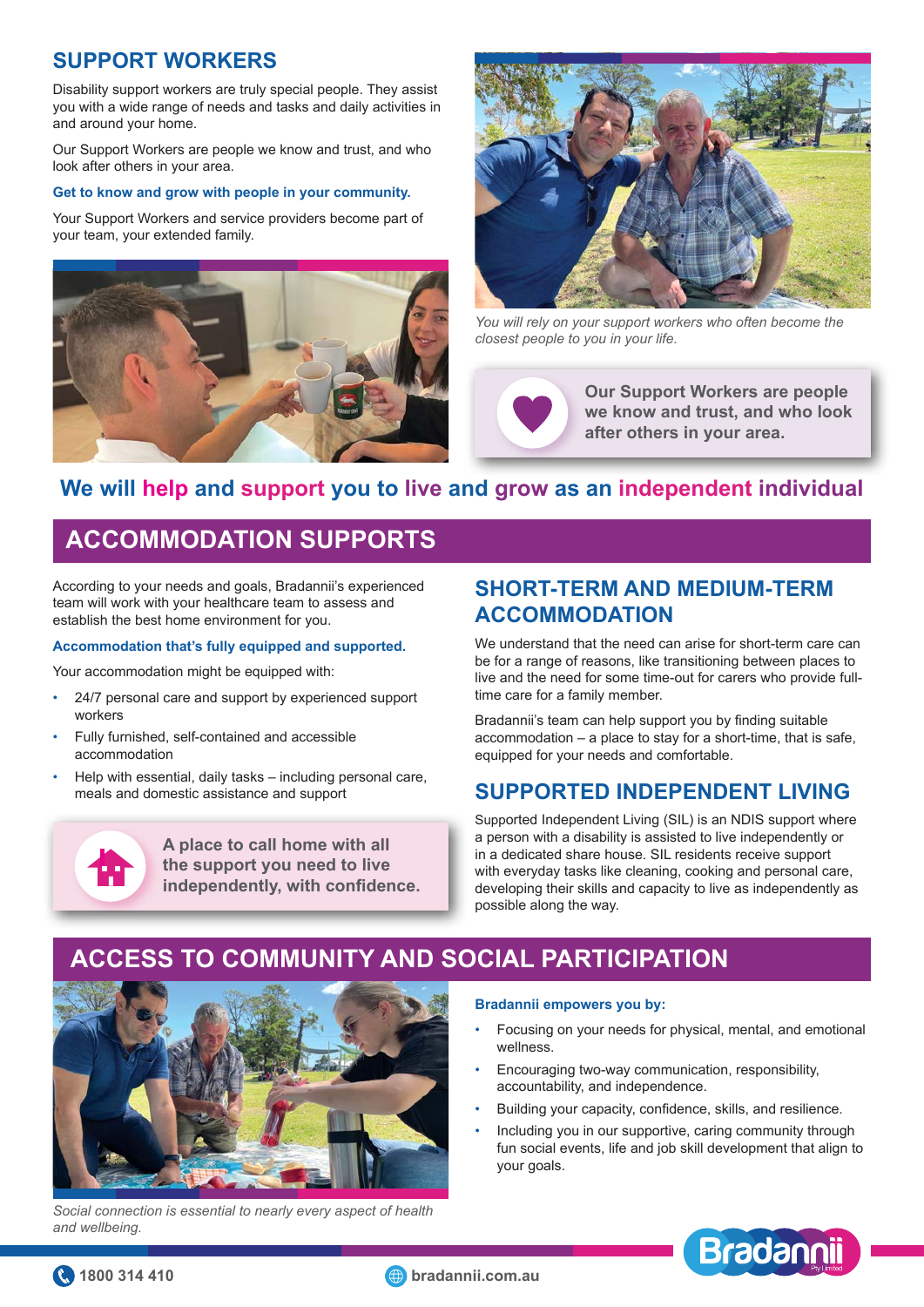## SUPPORT WORKERS

Disability support workers are truly special people. They assist you with a wide range of needs and tasks and daily activities in and around your home.

Our Support Workers are people we know and trust, and who look after others in your area.

**Get to know and grow with people in your community.**

Your Support Workers and service providers become part of your team, your extended family.

*You will rely on your support workers who often become the closest people to you in your life.*

**Our Support Workers are people we know and trust, and who look after others in your area.**

### We will help and support you to live and grow as an independent individual

## ACCOMMODATION SUPPORTS

According to your needs and goals, Bradannii's experienced team will work with your healthcare team to assess and establish the best home environment for you.

**Accommodation that's fully equipped and supported.**

Your accommodation might be equipped with:

- 24/7 personal care and support by experienced support workers
- Fully furnished, self-contained and accessible accommodation
- Help with essential, daily tasks – including personal care, meals and domestic assistance and support

**A place to call home with all the support you need to live independently, with confidence.**

### SHORT-TERM AND MEDIUM-TERM ACCOMMODATION

We understand that the need can arise for short-term care can be for a range of reasons, like transitioning between places to live and the need for some time-out for carers who provide full-time care for a family member.

Bradannii's team can help support you by finding suitable accommodation – a place to stay for a short-time, that is safe, equipped for your needs and comfortable.

### SUPPORTED INDEPENDENT LIVING

Supported Independent Living (SIL) is an NDIS support where a person with a disability is assisted to live independently or in a dedicated share house. SIL residents receive support with everyday tasks like cleaning, cooking and personal care, developing their skills and capacity to live as independently as possible along the way.

## ACCESS TO COMMUNITY AND SOCIAL PARTICIPATION

*Social connection is essential to nearly every aspect of health and wellbeing.*

**Bradannii empowers you by:**

- Focusing on your needs for physical, mental, and emotional wellness.
- Encouraging two-way communication, responsibility, accountability, and independence.
- Building your capacity, confidence, skills, and resilience.
- Including you in our supportive, caring community through fun social events, life and job skill development that align to your goals.

1800 314 410 | bradannii.com.au

Bradannii Pty Limited